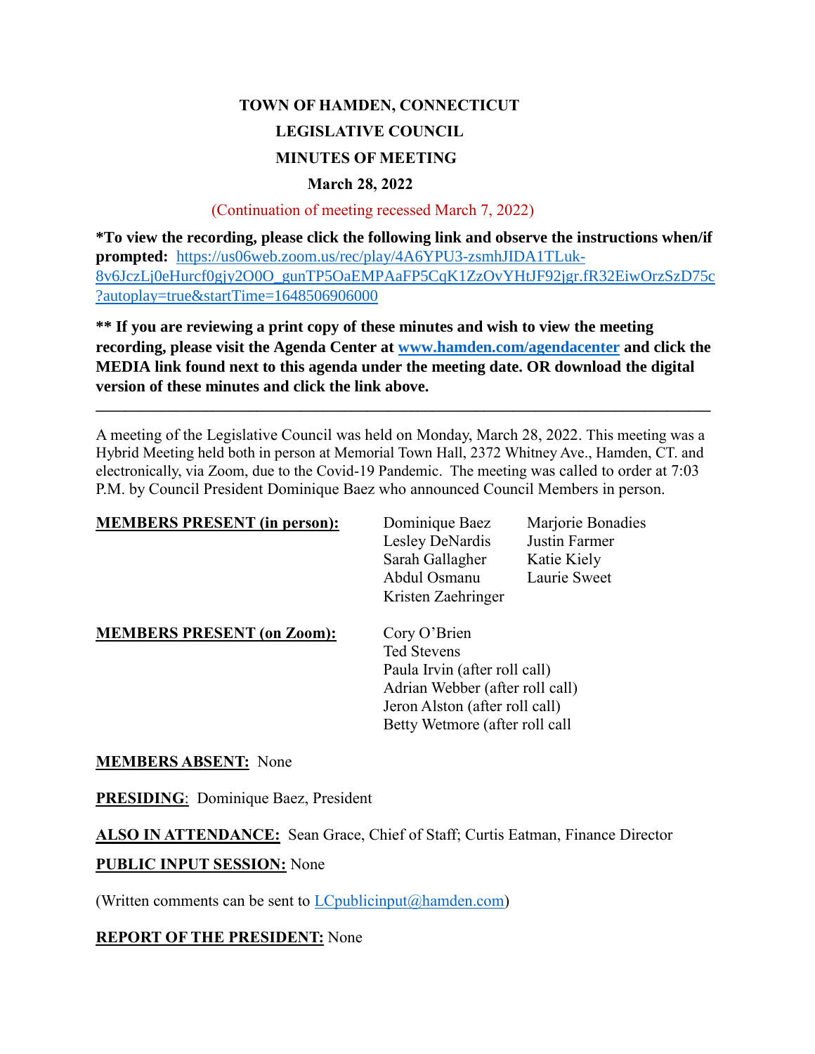**TOWN OF HAMDEN, CONNECTICUT**

**LEGISLATIVE COUNCIL**

**MINUTES OF MEETING**

**March 28, 2022**

(Continuation of meeting recessed March 7, 2022)

**\*To view the recording, please click the following link and observe the instructions when/if prompted:** https://us06web.zoom.us/rec/play/4A6YPU3-zsmhJIDA1TLuk-8v6JczLj0eHurcf0gjy2O0O_gunTP5OaEMPAaFP5CqK1ZzOvYHtJF92jgr.fR32EiwOrzSzD75c?autoplay=true&startTime=1648506906000

**\*\* If you are reviewing a print copy of these minutes and wish to view the meeting recording, please visit the Agenda Center at www.hamden.com/agendacenter and click the MEDIA link found next to this agenda under the meeting date. OR download the digital version of these minutes and click the link above.**

---

A meeting of the Legislative Council was held on Monday, March 28, 2022. This meeting was a Hybrid Meeting held both in person at Memorial Town Hall, 2372 Whitney Ave., Hamden, CT. and electronically, via Zoom, due to the Covid-19 Pandemic. The meeting was called to order at 7:03 P.M. by Council President Dominique Baez who announced Council Members in person.

**MEMBERS PRESENT (in person):**
Dominique Baez, Marjorie Bonadies, Lesley DeNardis, Justin Farmer, Sarah Gallagher, Katie Kiely, Abdul Osmanu, Laurie Sweet, Kristen Zaehringer

**MEMBERS PRESENT (on Zoom):**
Cory O'Brien
Ted Stevens
Paula Irvin (after roll call)
Adrian Webber (after roll call)
Jeron Alston (after roll call)
Betty Wetmore (after roll call

**MEMBERS ABSENT:** None

**PRESIDING**: Dominique Baez, President

**ALSO IN ATTENDANCE:** Sean Grace, Chief of Staff; Curtis Eatman, Finance Director

**PUBLIC INPUT SESSION:** None

(Written comments can be sent to LCpublicinput@hamden.com)

**REPORT OF THE PRESIDENT:** None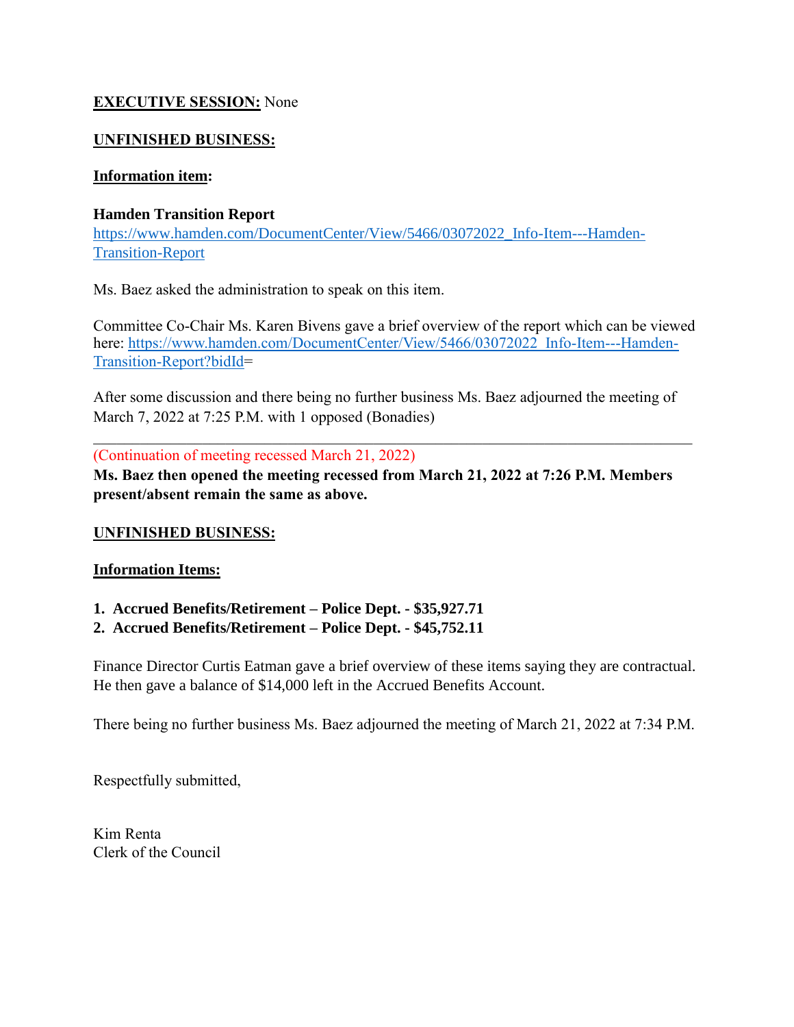**EXECUTIVE SESSION:** None

**UNFINISHED BUSINESS:**

**Information item:**

**Hamden Transition Report**
https://www.hamden.com/DocumentCenter/View/5466/03072022_Info-Item---Hamden-Transition-Report

Ms. Baez asked the administration to speak on this item.

Committee Co-Chair Ms. Karen Bivens gave a brief overview of the report which can be viewed here: https://www.hamden.com/DocumentCenter/View/5466/03072022_Info-Item---Hamden-Transition-Report?bidId=

After some discussion and there being no further business Ms. Baez adjourned the meeting of March 7, 2022 at 7:25 P.M. with 1 opposed (Bonadies)

---

(Continuation of meeting recessed March 21, 2022)

**Ms. Baez then opened the meeting recessed from March 21, 2022 at 7:26 P.M. Members present/absent remain the same as above.**

**UNFINISHED BUSINESS:**

**Information Items:**

1. **Accrued Benefits/Retirement – Police Dept. - $35,927.71**
2. **Accrued Benefits/Retirement – Police Dept. - $45,752.11**

Finance Director Curtis Eatman gave a brief overview of these items saying they are contractual. He then gave a balance of $14,000 left in the Accrued Benefits Account.

There being no further business Ms. Baez adjourned the meeting of March 21, 2022 at 7:34 P.M.

Respectfully submitted,

Kim Renta
Clerk of the Council